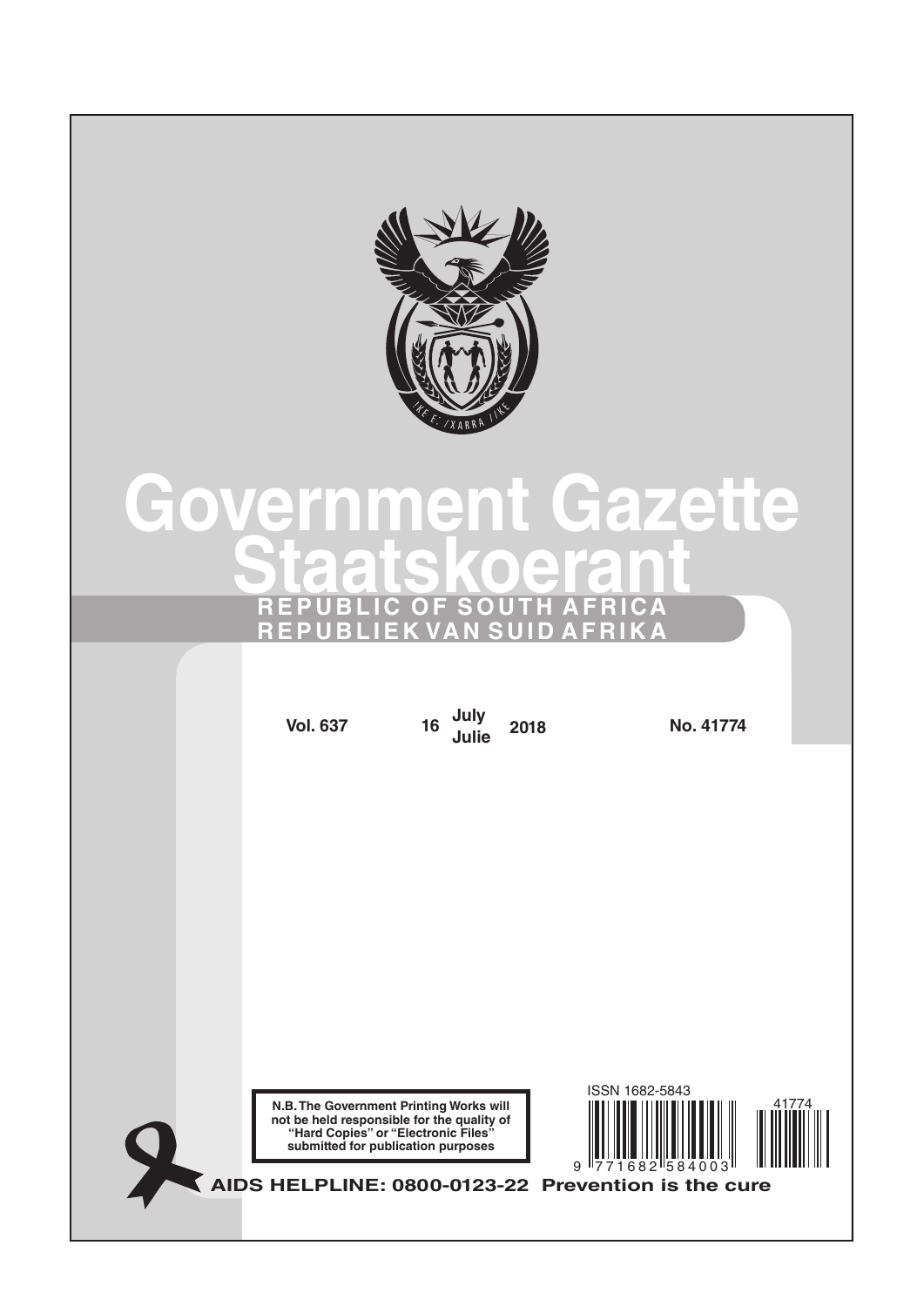# Government Gazette
# Staatskoerant

**REPUBLIC OF SOUTH AFRICA**
**REPUBLIEK VAN SUID AFRIKA**

**Vol. 637** | **16 July / Julie 2018** | **No. 41774**

**N.B. The Government Printing Works will not be held responsible for the quality of "Hard Copies" or "Electronic Files" submitted for publication purposes**

ISSN 1682-5843

9 771682 584003

41774

**AIDS HELPLINE: 0800-0123-22 Prevention is the cure**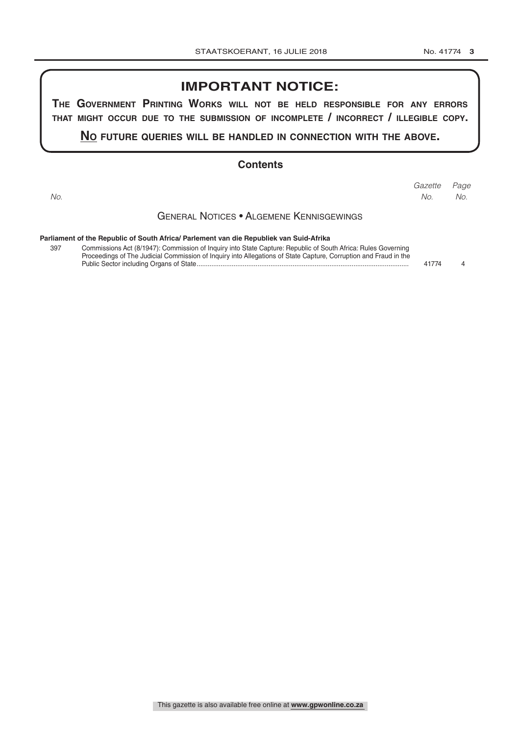# IMPORTANT NOTICE:

**THE GOVERNMENT PRINTING WORKS WILL NOT BE HELD RESPONSIBLE FOR ANY ERRORS THAT MIGHT OCCUR DUE TO THE SUBMISSION OF INCOMPLETE / INCORRECT / ILLEGIBLE COPY.**

**NO FUTURE QUERIES WILL BE HANDLED IN CONNECTION WITH THE ABOVE.**

## Contents

| *No.* | | *Gazette No.* | *Page No.* |
|---|---|---|---|
| | **GENERAL NOTICES • ALGEMENE KENNISGEWINGS** | | |
| | **Parliament of the Republic of South Africa/ Parlement van die Republiek van Suid-Afrika** | | |
| 397 | Commissions Act (8/1947): Commission of Inquiry into State Capture: Republic of South Africa: Rules Governing Proceedings of The Judicial Commission of Inquiry into Allegations of State Capture, Corruption and Fraud in the Public Sector including Organs of State | 41774 | 4 |

This gazette is also available free online at **www.gpwonline.co.za**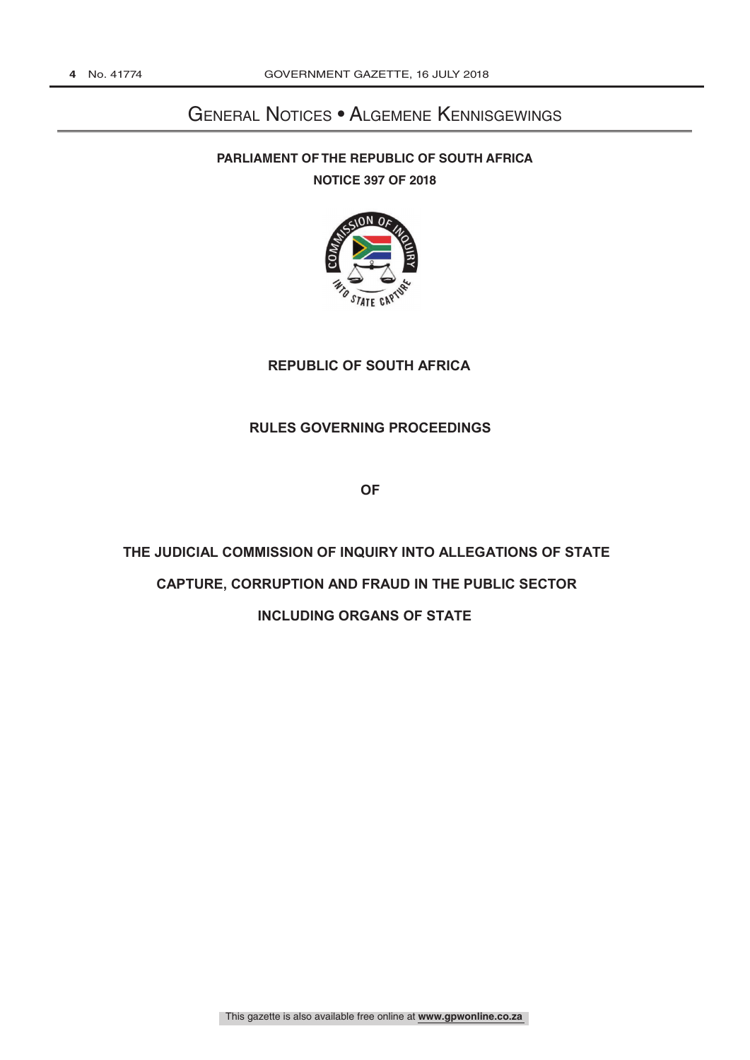# General Notices • Algemene Kennisgewings

**PARLIAMENT OF THE REPUBLIC OF SOUTH AFRICA**

**NOTICE 397 OF 2018**

**REPUBLIC OF SOUTH AFRICA**

**RULES GOVERNING PROCEEDINGS**

**OF**

**THE JUDICIAL COMMISSION OF INQUIRY INTO ALLEGATIONS OF STATE CAPTURE, CORRUPTION AND FRAUD IN THE PUBLIC SECTOR INCLUDING ORGANS OF STATE**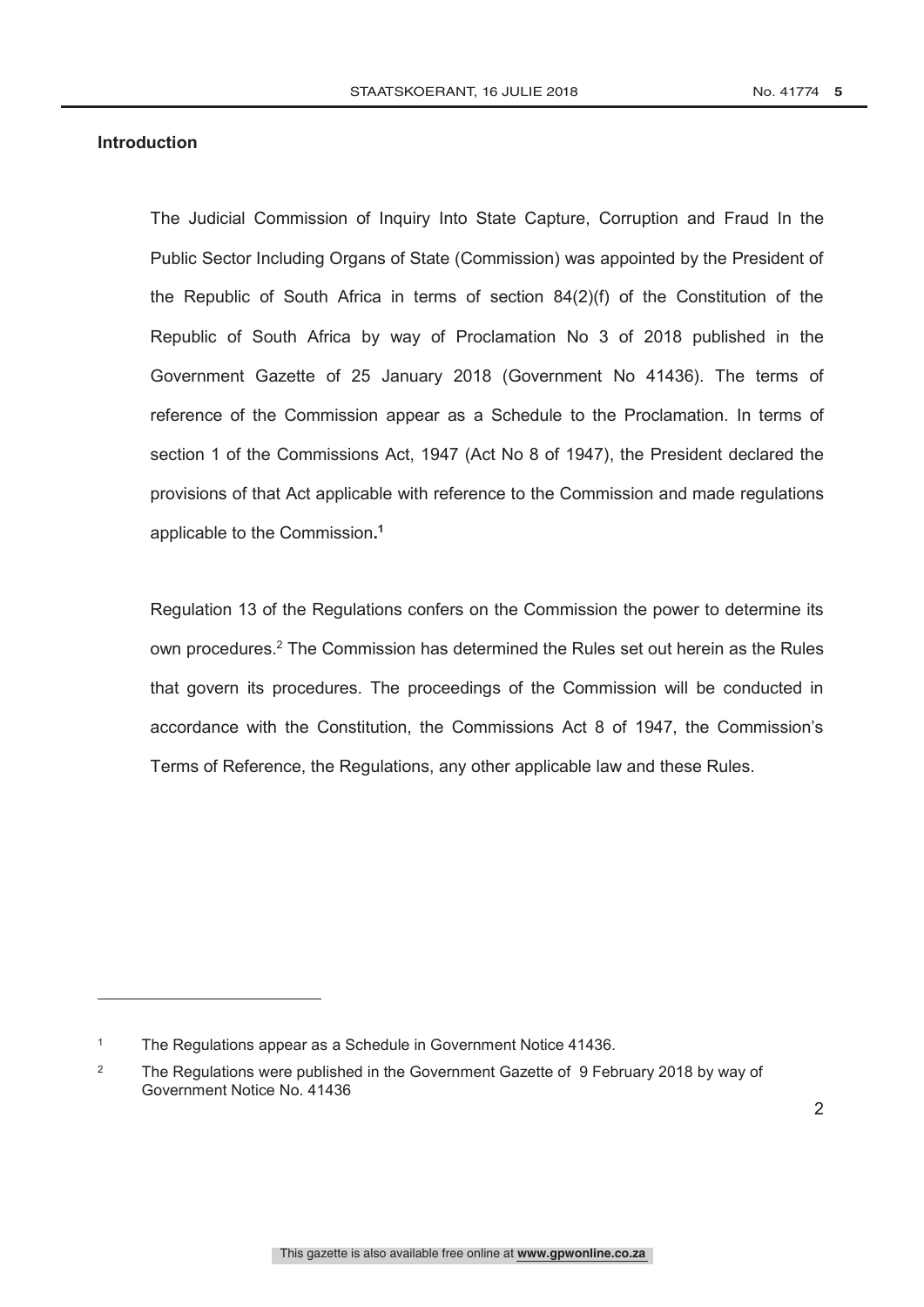## Introduction

The Judicial Commission of Inquiry Into State Capture, Corruption and Fraud In the Public Sector Including Organs of State (Commission) was appointed by the President of the Republic of South Africa in terms of section 84(2)(f) of the Constitution of the Republic of South Africa by way of Proclamation No 3 of 2018 published in the Government Gazette of 25 January 2018 (Government No 41436). The terms of reference of the Commission appear as a Schedule to the Proclamation. In terms of section 1 of the Commissions Act, 1947 (Act No 8 of 1947), the President declared the provisions of that Act applicable with reference to the Commission and made regulations applicable to the Commission.[1]

Regulation 13 of the Regulations confers on the Commission the power to determine its own procedures.[2] The Commission has determined the Rules set out herein as the Rules that govern its procedures. The proceedings of the Commission will be conducted in accordance with the Constitution, the Commissions Act 8 of 1947, the Commission's Terms of Reference, the Regulations, any other applicable law and these Rules.

---

[1] The Regulations appear as a Schedule in Government Notice 41436.

[2] The Regulations were published in the Government Gazette of 9 February 2018 by way of Government Notice No. 41436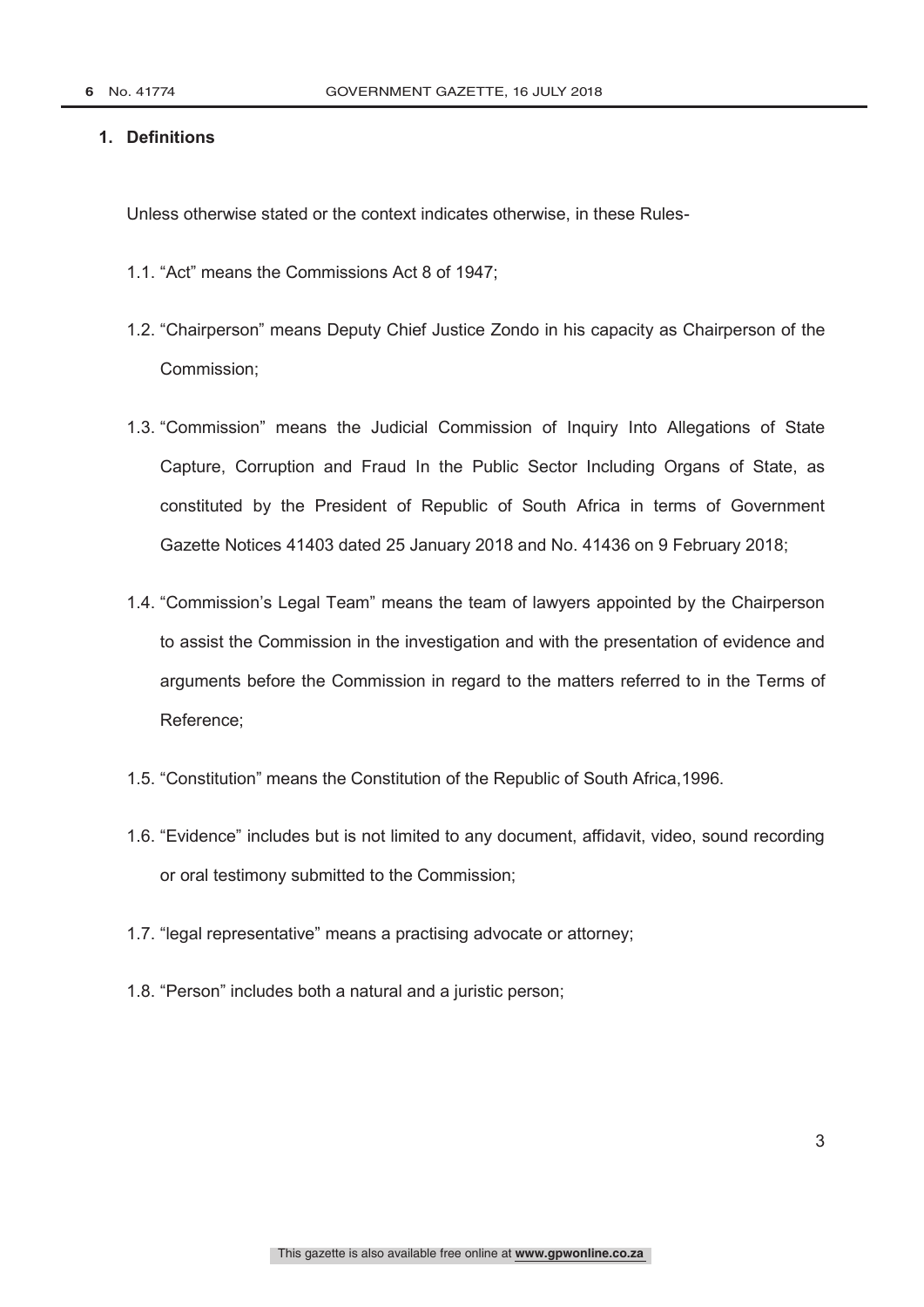## 1. Definitions

Unless otherwise stated or the context indicates otherwise, in these Rules-

1.1. "Act" means the Commissions Act 8 of 1947;

1.2. "Chairperson" means Deputy Chief Justice Zondo in his capacity as Chairperson of the Commission;

1.3. "Commission" means the Judicial Commission of Inquiry Into Allegations of State Capture, Corruption and Fraud In the Public Sector Including Organs of State, as constituted by the President of Republic of South Africa in terms of Government Gazette Notices 41403 dated 25 January 2018 and No. 41436 on 9 February 2018;

1.4. "Commission's Legal Team" means the team of lawyers appointed by the Chairperson to assist the Commission in the investigation and with the presentation of evidence and arguments before the Commission in regard to the matters referred to in the Terms of Reference;

1.5. "Constitution" means the Constitution of the Republic of South Africa,1996.

1.6. "Evidence" includes but is not limited to any document, affidavit, video, sound recording or oral testimony submitted to the Commission;

1.7. "legal representative" means a practising advocate or attorney;

1.8. "Person" includes both a natural and a juristic person;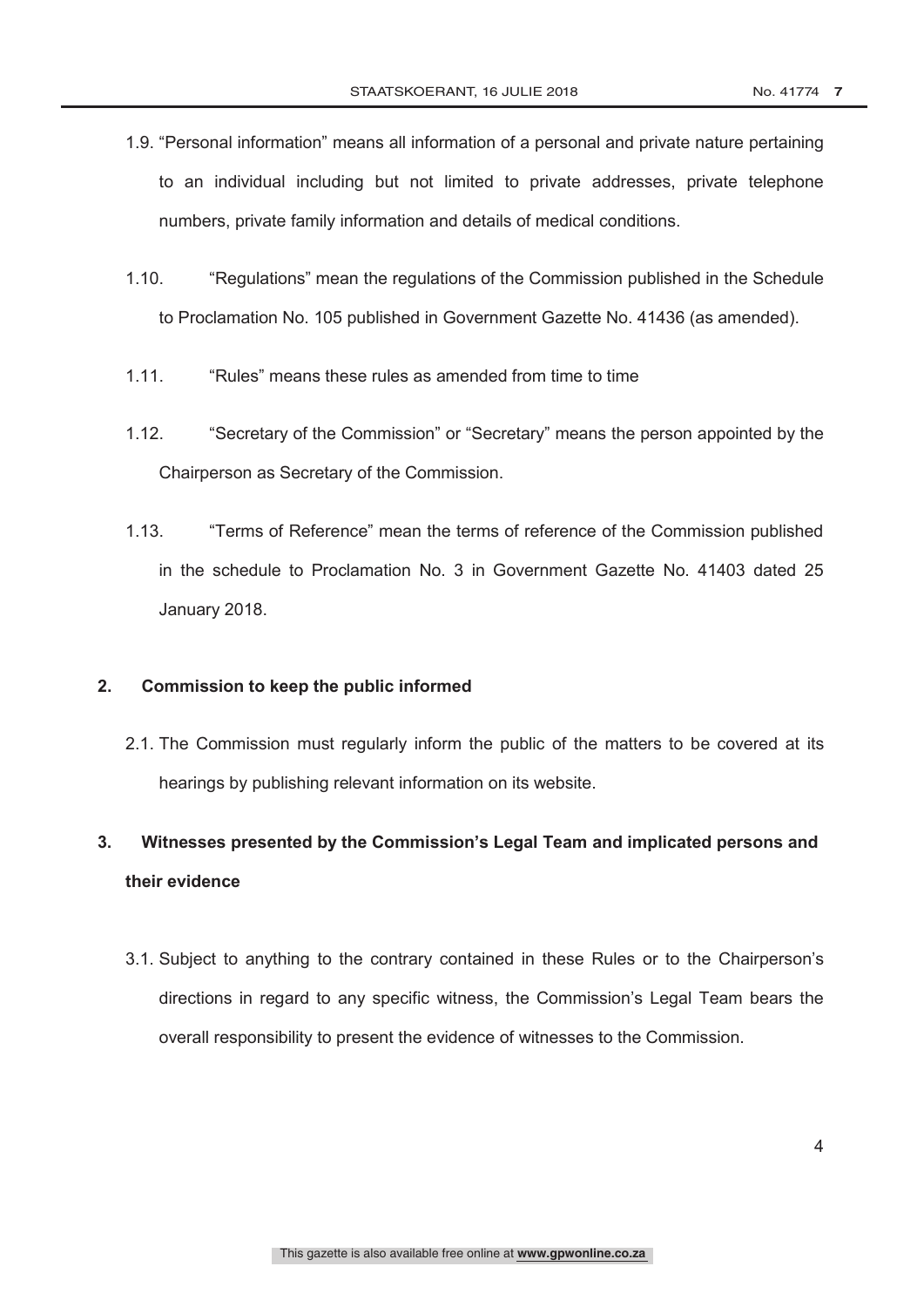1.9. "Personal information" means all information of a personal and private nature pertaining to an individual including but not limited to private addresses, private telephone numbers, private family information and details of medical conditions.

1.10. "Regulations" mean the regulations of the Commission published in the Schedule to Proclamation No. 105 published in Government Gazette No. 41436 (as amended).

1.11. "Rules" means these rules as amended from time to time

1.12. "Secretary of the Commission" or "Secretary" means the person appointed by the Chairperson as Secretary of the Commission.

1.13. "Terms of Reference" mean the terms of reference of the Commission published in the schedule to Proclamation No. 3 in Government Gazette No. 41403 dated 25 January 2018.

**2. Commission to keep the public informed**

2.1. The Commission must regularly inform the public of the matters to be covered at its hearings by publishing relevant information on its website.

**3. Witnesses presented by the Commission's Legal Team and implicated persons and their evidence**

3.1. Subject to anything to the contrary contained in these Rules or to the Chairperson's directions in regard to any specific witness, the Commission's Legal Team bears the overall responsibility to present the evidence of witnesses to the Commission.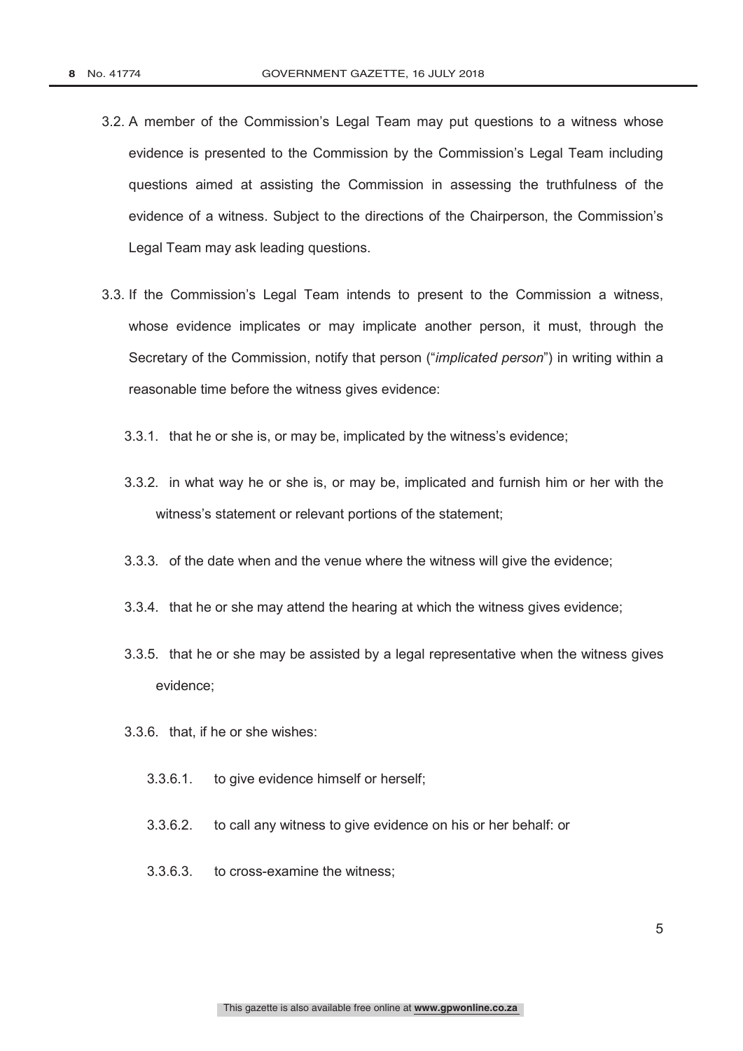3.2. A member of the Commission's Legal Team may put questions to a witness whose evidence is presented to the Commission by the Commission's Legal Team including questions aimed at assisting the Commission in assessing the truthfulness of the evidence of a witness. Subject to the directions of the Chairperson, the Commission's Legal Team may ask leading questions.

3.3. If the Commission's Legal Team intends to present to the Commission a witness, whose evidence implicates or may implicate another person, it must, through the Secretary of the Commission, notify that person ("*implicated person*") in writing within a reasonable time before the witness gives evidence:

3.3.1. that he or she is, or may be, implicated by the witness's evidence;

3.3.2. in what way he or she is, or may be, implicated and furnish him or her with the witness's statement or relevant portions of the statement;

3.3.3. of the date when and the venue where the witness will give the evidence;

3.3.4. that he or she may attend the hearing at which the witness gives evidence;

3.3.5. that he or she may be assisted by a legal representative when the witness gives evidence;

3.3.6. that, if he or she wishes:

3.3.6.1. to give evidence himself or herself;

3.3.6.2. to call any witness to give evidence on his or her behalf: or

3.3.6.3. to cross-examine the witness;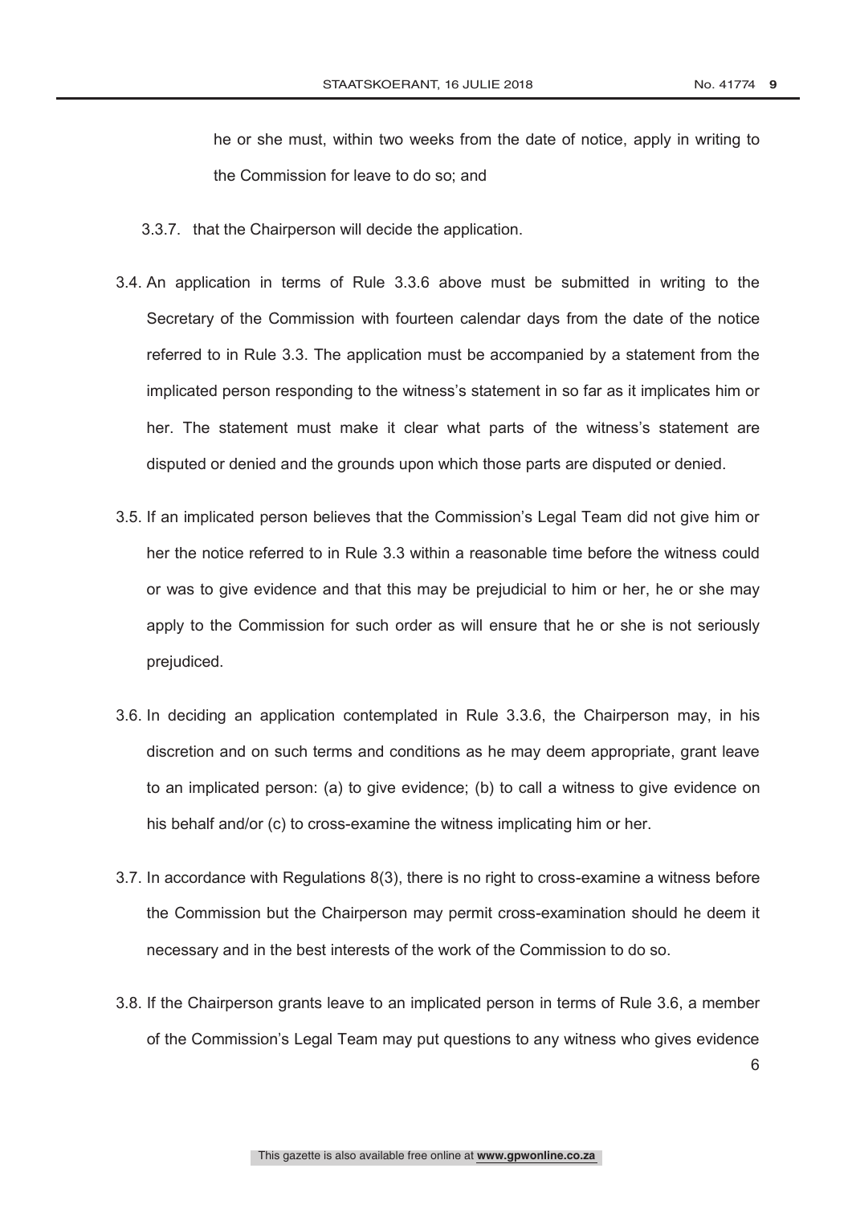he or she must, within two weeks from the date of notice, apply in writing to the Commission for leave to do so; and

3.3.7. that the Chairperson will decide the application.

3.4. An application in terms of Rule 3.3.6 above must be submitted in writing to the Secretary of the Commission with fourteen calendar days from the date of the notice referred to in Rule 3.3. The application must be accompanied by a statement from the implicated person responding to the witness's statement in so far as it implicates him or her. The statement must make it clear what parts of the witness's statement are disputed or denied and the grounds upon which those parts are disputed or denied.

3.5. If an implicated person believes that the Commission's Legal Team did not give him or her the notice referred to in Rule 3.3 within a reasonable time before the witness could or was to give evidence and that this may be prejudicial to him or her, he or she may apply to the Commission for such order as will ensure that he or she is not seriously prejudiced.

3.6. In deciding an application contemplated in Rule 3.3.6, the Chairperson may, in his discretion and on such terms and conditions as he may deem appropriate, grant leave to an implicated person: (a) to give evidence; (b) to call a witness to give evidence on his behalf and/or (c) to cross-examine the witness implicating him or her.

3.7. In accordance with Regulations 8(3), there is no right to cross-examine a witness before the Commission but the Chairperson may permit cross-examination should he deem it necessary and in the best interests of the work of the Commission to do so.

3.8. If the Chairperson grants leave to an implicated person in terms of Rule 3.6, a member of the Commission's Legal Team may put questions to any witness who gives evidence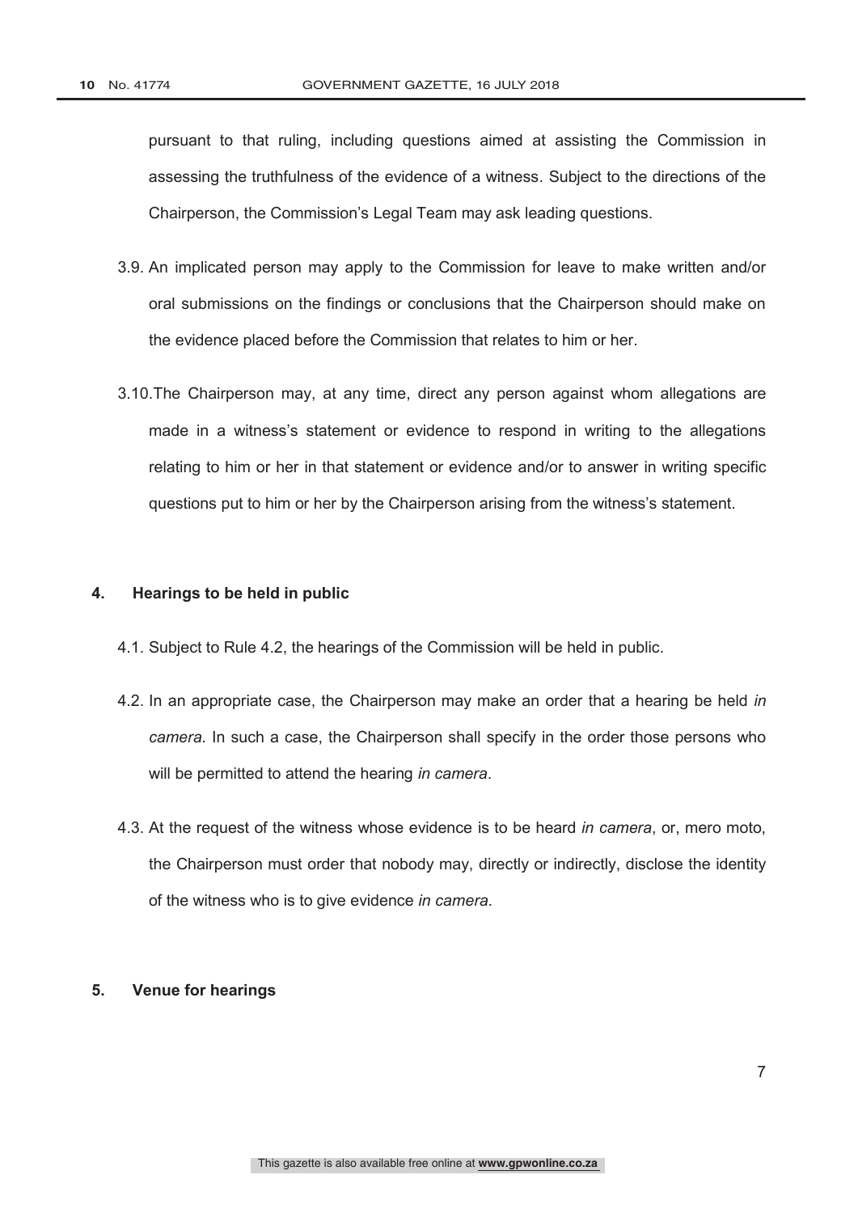pursuant to that ruling, including questions aimed at assisting the Commission in assessing the truthfulness of the evidence of a witness. Subject to the directions of the Chairperson, the Commission's Legal Team may ask leading questions.

3.9. An implicated person may apply to the Commission for leave to make written and/or oral submissions on the findings or conclusions that the Chairperson should make on the evidence placed before the Commission that relates to him or her.

3.10. The Chairperson may, at any time, direct any person against whom allegations are made in a witness's statement or evidence to respond in writing to the allegations relating to him or her in that statement or evidence and/or to answer in writing specific questions put to him or her by the Chairperson arising from the witness's statement.

## 4. Hearings to be held in public

4.1. Subject to Rule 4.2, the hearings of the Commission will be held in public.

4.2. In an appropriate case, the Chairperson may make an order that a hearing be held *in camera.* In such a case, the Chairperson shall specify in the order those persons who will be permitted to attend the hearing *in camera*.

4.3. At the request of the witness whose evidence is to be heard *in camera*, or, mero moto, the Chairperson must order that nobody may, directly or indirectly, disclose the identity of the witness who is to give evidence *in camera*.

## 5. Venue for hearings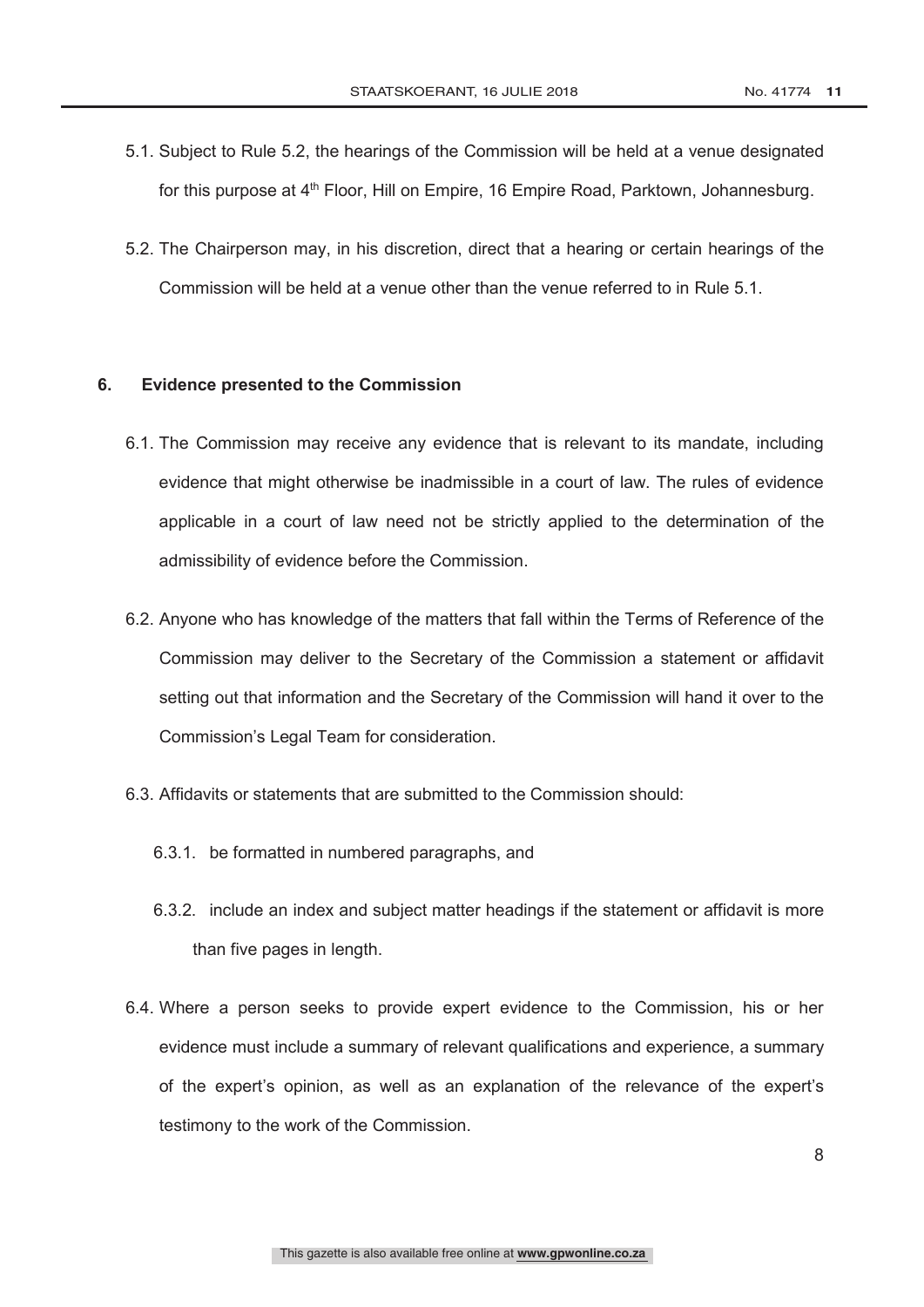5.1. Subject to Rule 5.2, the hearings of the Commission will be held at a venue designated for this purpose at 4th Floor, Hill on Empire, 16 Empire Road, Parktown, Johannesburg.

5.2. The Chairperson may, in his discretion, direct that a hearing or certain hearings of the Commission will be held at a venue other than the venue referred to in Rule 5.1.

## 6. Evidence presented to the Commission

6.1. The Commission may receive any evidence that is relevant to its mandate, including evidence that might otherwise be inadmissible in a court of law. The rules of evidence applicable in a court of law need not be strictly applied to the determination of the admissibility of evidence before the Commission.

6.2. Anyone who has knowledge of the matters that fall within the Terms of Reference of the Commission may deliver to the Secretary of the Commission a statement or affidavit setting out that information and the Secretary of the Commission will hand it over to the Commission's Legal Team for consideration.

6.3. Affidavits or statements that are submitted to the Commission should:

6.3.1. be formatted in numbered paragraphs, and

6.3.2. include an index and subject matter headings if the statement or affidavit is more than five pages in length.

6.4. Where a person seeks to provide expert evidence to the Commission, his or her evidence must include a summary of relevant qualifications and experience, a summary of the expert's opinion, as well as an explanation of the relevance of the expert's testimony to the work of the Commission.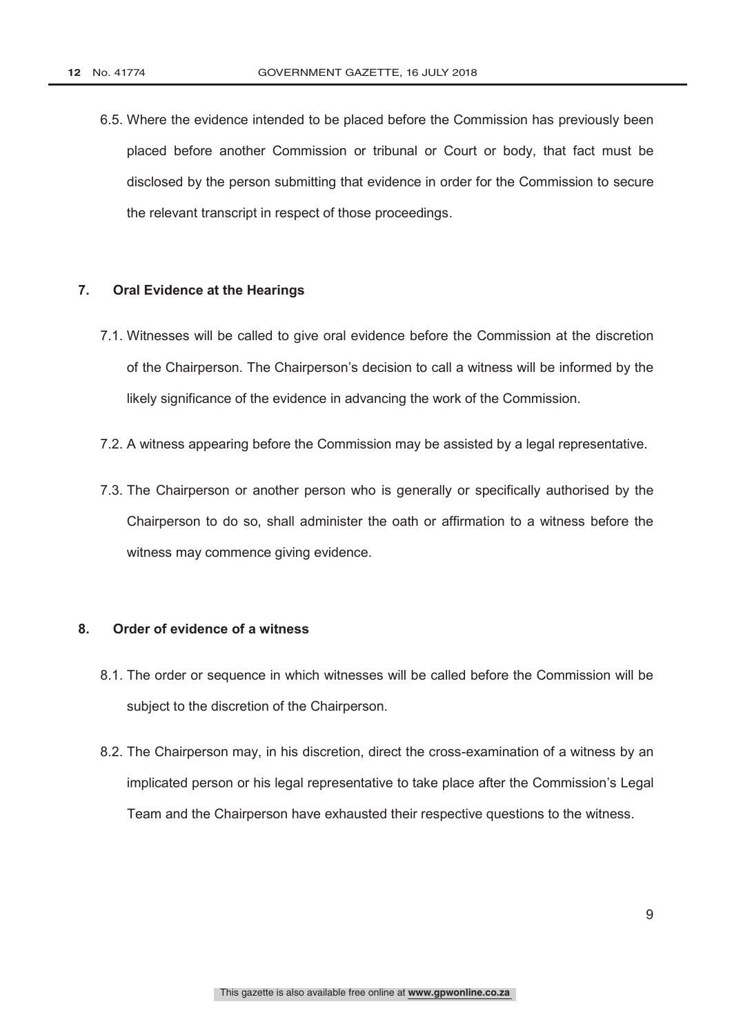6.5. Where the evidence intended to be placed before the Commission has previously been placed before another Commission or tribunal or Court or body, that fact must be disclosed by the person submitting that evidence in order for the Commission to secure the relevant transcript in respect of those proceedings.

## 7. Oral Evidence at the Hearings

7.1. Witnesses will be called to give oral evidence before the Commission at the discretion of the Chairperson. The Chairperson's decision to call a witness will be informed by the likely significance of the evidence in advancing the work of the Commission.

7.2. A witness appearing before the Commission may be assisted by a legal representative.

7.3. The Chairperson or another person who is generally or specifically authorised by the Chairperson to do so, shall administer the oath or affirmation to a witness before the witness may commence giving evidence.

## 8. Order of evidence of a witness

8.1. The order or sequence in which witnesses will be called before the Commission will be subject to the discretion of the Chairperson.

8.2. The Chairperson may, in his discretion, direct the cross-examination of a witness by an implicated person or his legal representative to take place after the Commission's Legal Team and the Chairperson have exhausted their respective questions to the witness.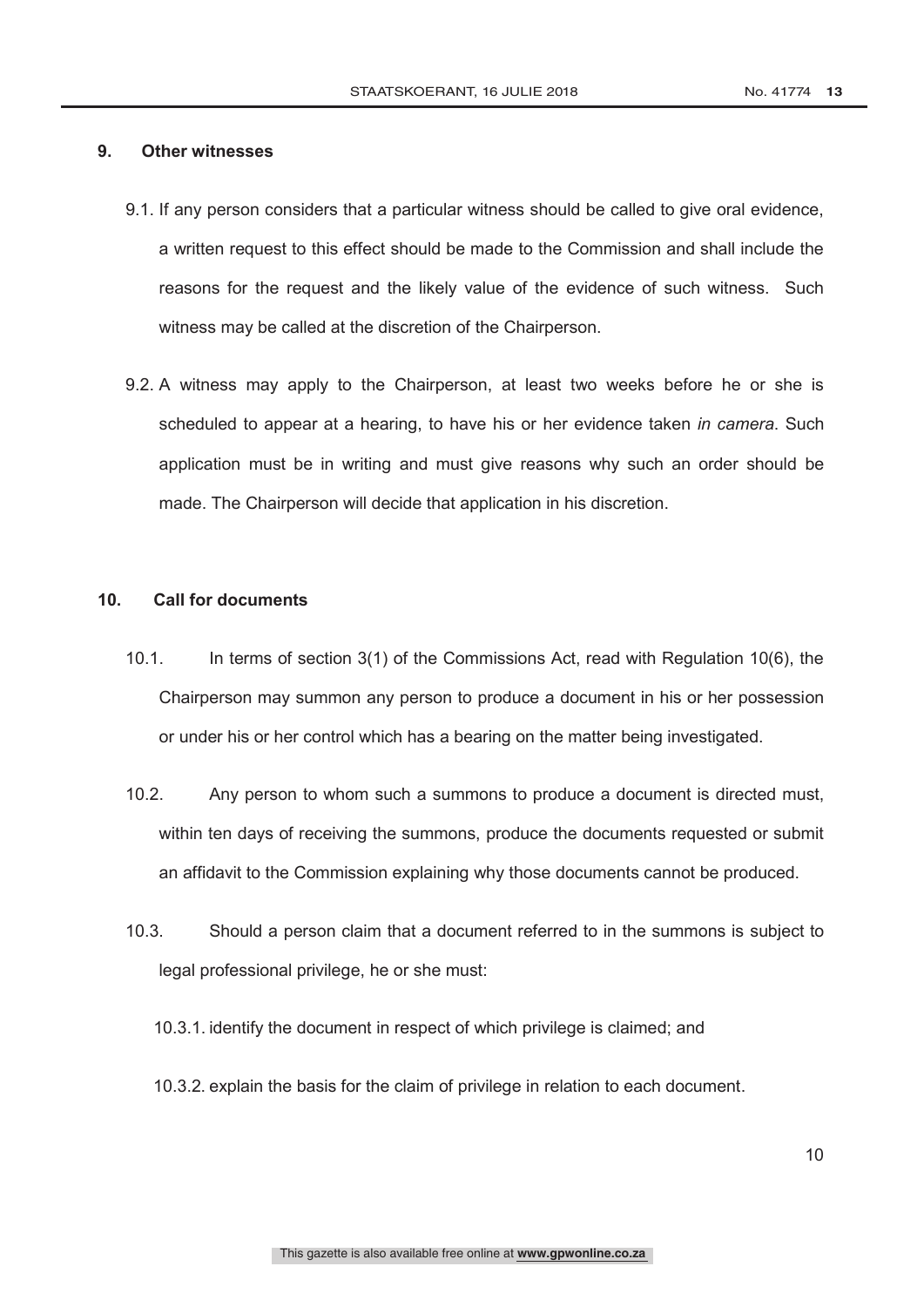## 9. Other witnesses

9.1. If any person considers that a particular witness should be called to give oral evidence, a written request to this effect should be made to the Commission and shall include the reasons for the request and the likely value of the evidence of such witness. Such witness may be called at the discretion of the Chairperson.

9.2. A witness may apply to the Chairperson, at least two weeks before he or she is scheduled to appear at a hearing, to have his or her evidence taken *in camera*. Such application must be in writing and must give reasons why such an order should be made. The Chairperson will decide that application in his discretion.

## 10. Call for documents

10.1. In terms of section 3(1) of the Commissions Act, read with Regulation 10(6), the Chairperson may summon any person to produce a document in his or her possession or under his or her control which has a bearing on the matter being investigated.

10.2. Any person to whom such a summons to produce a document is directed must, within ten days of receiving the summons, produce the documents requested or submit an affidavit to the Commission explaining why those documents cannot be produced.

10.3. Should a person claim that a document referred to in the summons is subject to legal professional privilege, he or she must:

10.3.1. identify the document in respect of which privilege is claimed; and

10.3.2. explain the basis for the claim of privilege in relation to each document.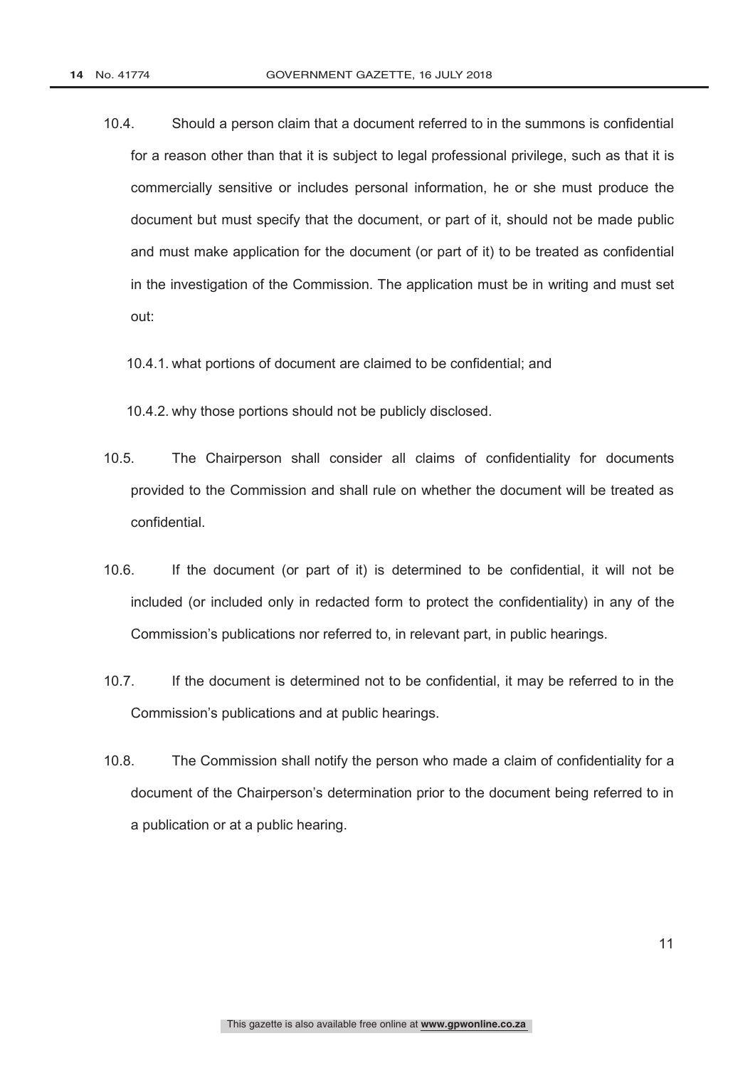10.4. Should a person claim that a document referred to in the summons is confidential for a reason other than that it is subject to legal professional privilege, such as that it is commercially sensitive or includes personal information, he or she must produce the document but must specify that the document, or part of it, should not be made public and must make application for the document (or part of it) to be treated as confidential in the investigation of the Commission. The application must be in writing and must set out:

10.4.1. what portions of document are claimed to be confidential; and

10.4.2. why those portions should not be publicly disclosed.

10.5. The Chairperson shall consider all claims of confidentiality for documents provided to the Commission and shall rule on whether the document will be treated as confidential.

10.6. If the document (or part of it) is determined to be confidential, it will not be included (or included only in redacted form to protect the confidentiality) in any of the Commission's publications nor referred to, in relevant part, in public hearings.

10.7. If the document is determined not to be confidential, it may be referred to in the Commission's publications and at public hearings.

10.8. The Commission shall notify the person who made a claim of confidentiality for a document of the Chairperson's determination prior to the document being referred to in a publication or at a public hearing.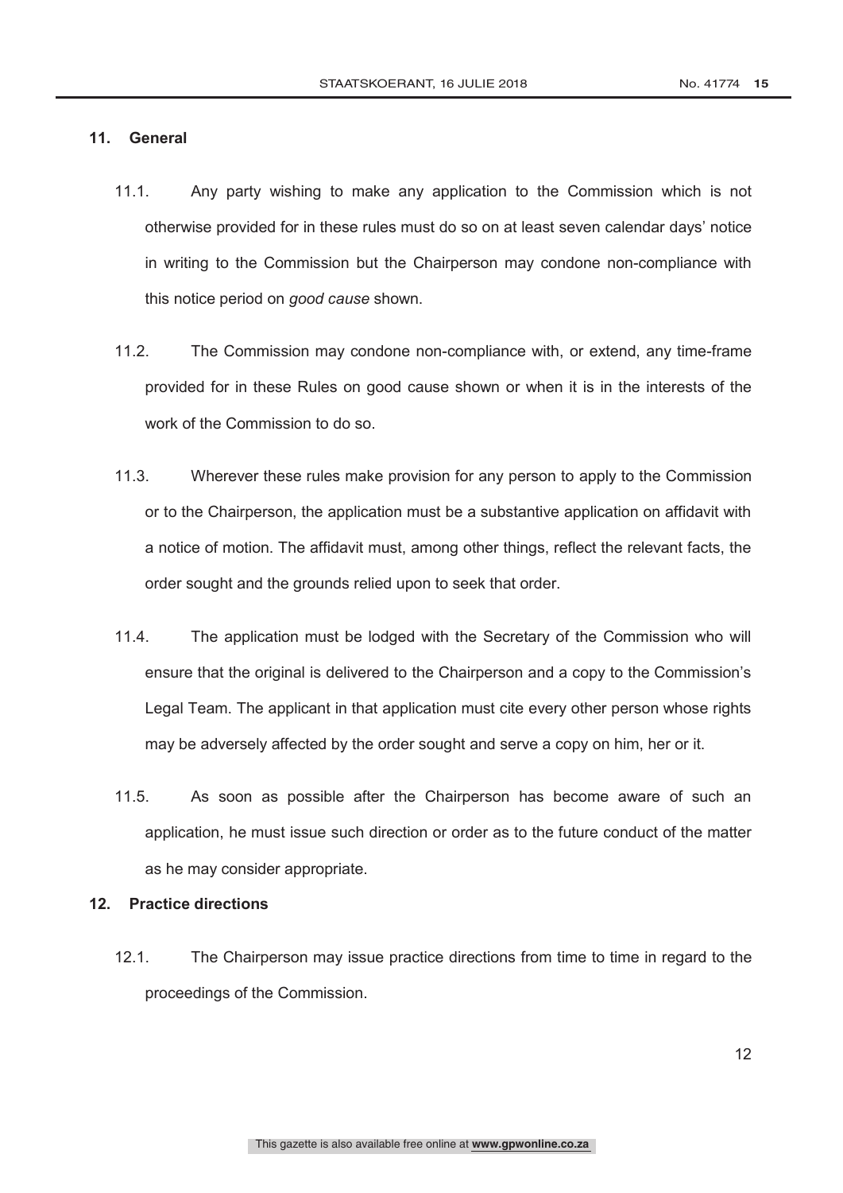## 11. General

11.1. Any party wishing to make any application to the Commission which is not otherwise provided for in these rules must do so on at least seven calendar days' notice in writing to the Commission but the Chairperson may condone non-compliance with this notice period on *good cause* shown.

11.2. The Commission may condone non-compliance with, or extend, any time-frame provided for in these Rules on good cause shown or when it is in the interests of the work of the Commission to do so.

11.3. Wherever these rules make provision for any person to apply to the Commission or to the Chairperson, the application must be a substantive application on affidavit with a notice of motion. The affidavit must, among other things, reflect the relevant facts, the order sought and the grounds relied upon to seek that order.

11.4. The application must be lodged with the Secretary of the Commission who will ensure that the original is delivered to the Chairperson and a copy to the Commission's Legal Team. The applicant in that application must cite every other person whose rights may be adversely affected by the order sought and serve a copy on him, her or it.

11.5. As soon as possible after the Chairperson has become aware of such an application, he must issue such direction or order as to the future conduct of the matter as he may consider appropriate.

## 12. Practice directions

12.1. The Chairperson may issue practice directions from time to time in regard to the proceedings of the Commission.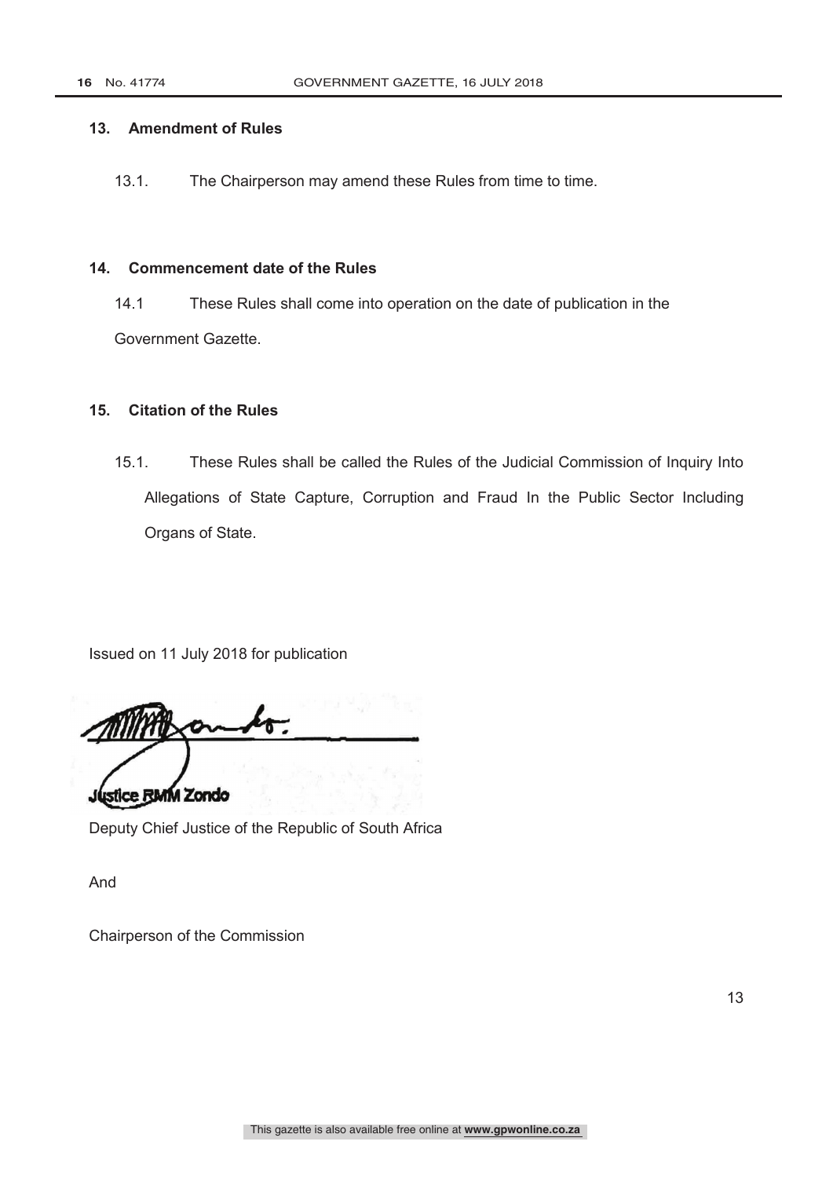## 13. Amendment of Rules

13.1. The Chairperson may amend these Rules from time to time.

## 14. Commencement date of the Rules

14.1 These Rules shall come into operation on the date of publication in the Government Gazette.

## 15. Citation of the Rules

15.1. These Rules shall be called the Rules of the Judicial Commission of Inquiry Into Allegations of State Capture, Corruption and Fraud In the Public Sector Including Organs of State.

Issued on 11 July 2018 for publication

Justice RMM Zondo

Deputy Chief Justice of the Republic of South Africa

And

Chairperson of the Commission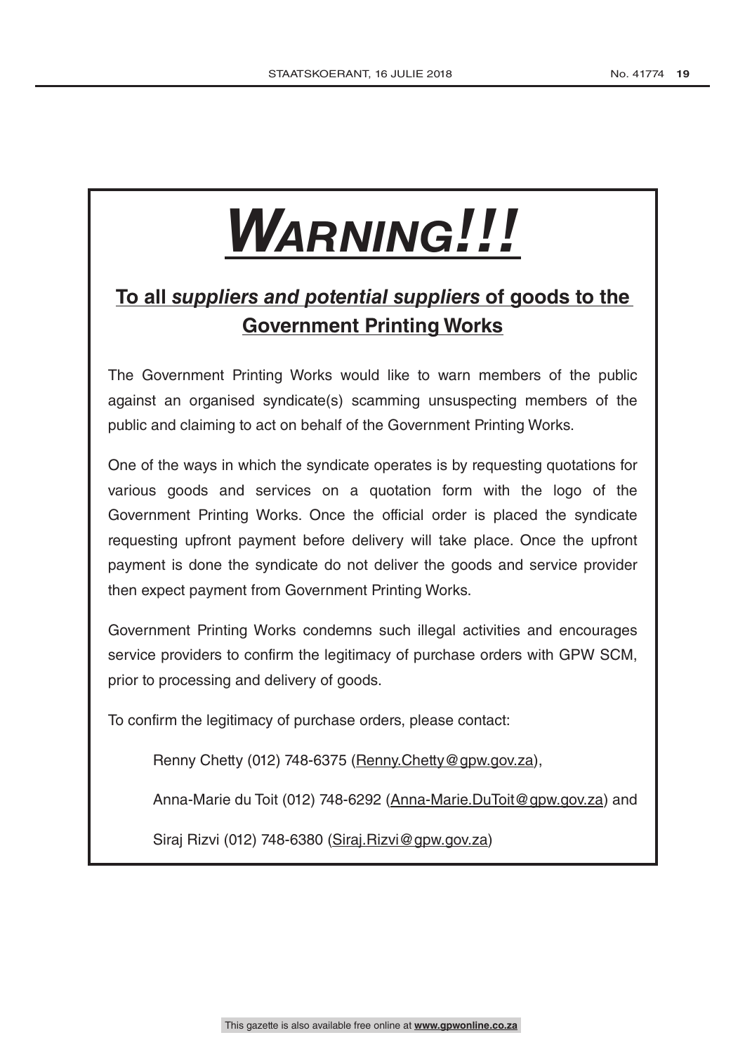# *WARNING!!!*

## To all *suppliers and potential suppliers* of goods to the Government Printing Works

The Government Printing Works would like to warn members of the public against an organised syndicate(s) scamming unsuspecting members of the public and claiming to act on behalf of the Government Printing Works.

One of the ways in which the syndicate operates is by requesting quotations for various goods and services on a quotation form with the logo of the Government Printing Works. Once the official order is placed the syndicate requesting upfront payment before delivery will take place. Once the upfront payment is done the syndicate do not deliver the goods and service provider then expect payment from Government Printing Works.

Government Printing Works condemns such illegal activities and encourages service providers to confirm the legitimacy of purchase orders with GPW SCM, prior to processing and delivery of goods.

To confirm the legitimacy of purchase orders, please contact:

Renny Chetty (012) 748-6375 (Renny.Chetty@gpw.gov.za),

Anna-Marie du Toit (012) 748-6292 (Anna-Marie.DuToit@gpw.gov.za) and

Siraj Rizvi (012) 748-6380 (Siraj.Rizvi@gpw.gov.za)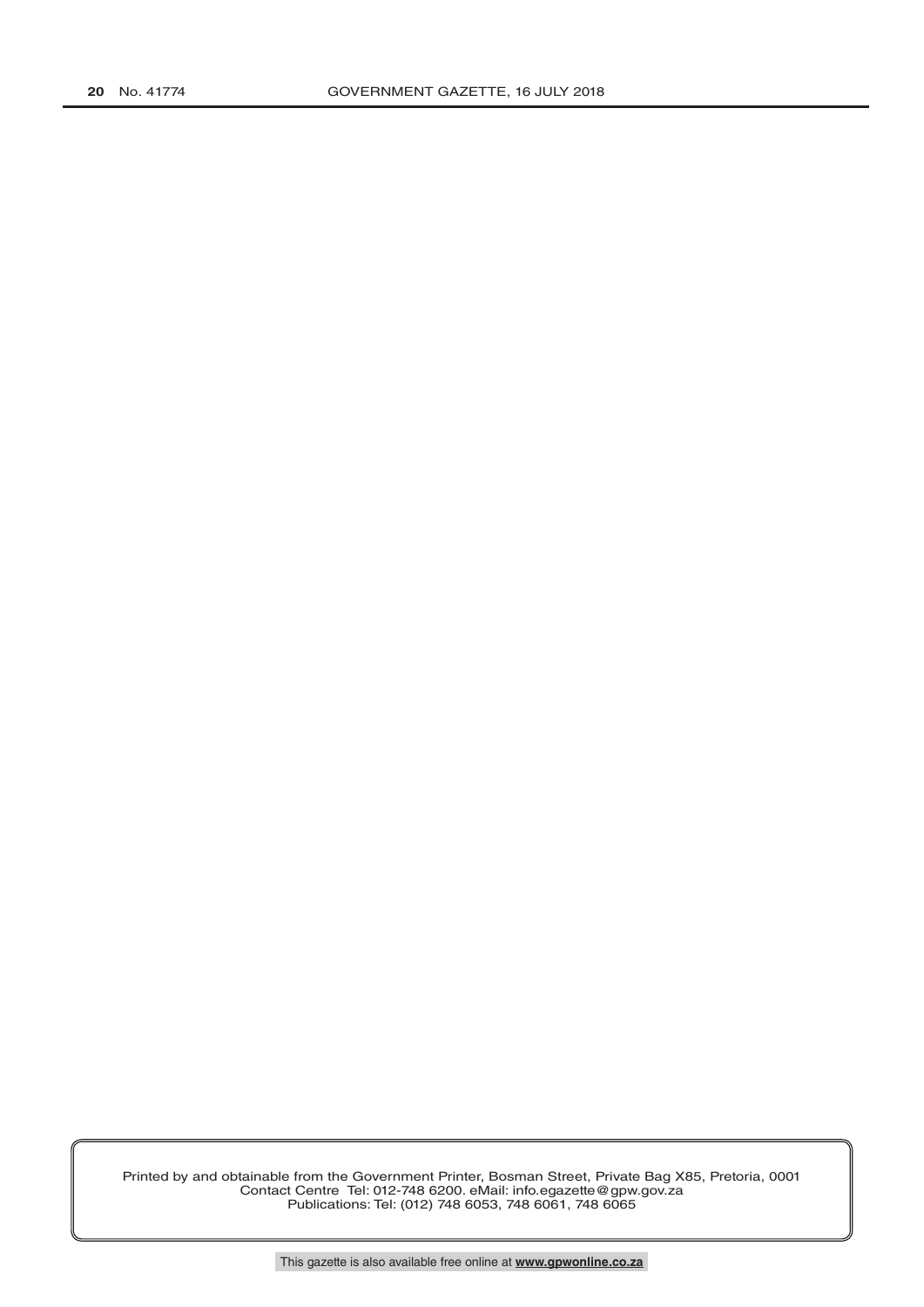Printed by and obtainable from the Government Printer, Bosman Street, Private Bag X85, Pretoria, 0001
Contact Centre Tel: 012-748 6200. eMail: info.egazette@gpw.gov.za
Publications: Tel: (012) 748 6053, 748 6061, 748 6065

This gazette is also available free online at **www.gpwonline.co.za**